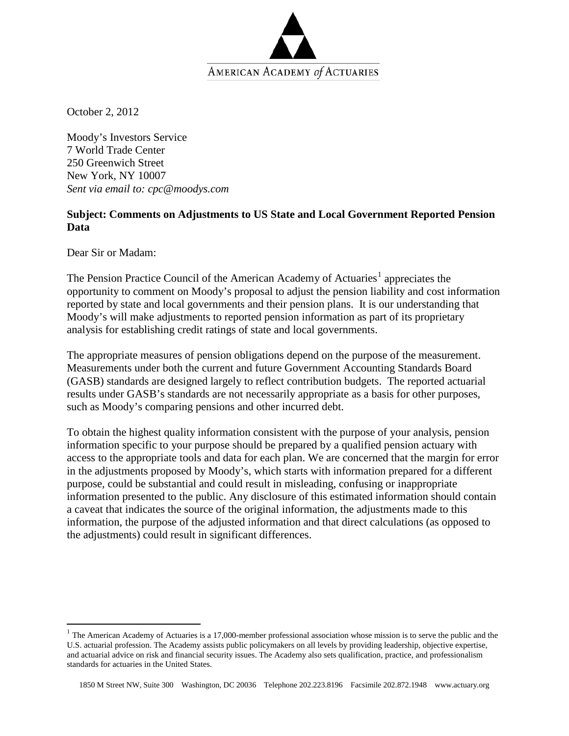AMERICAN ACADEMY *of* ACTUARIES

October 2, 2012

Moody's Investors Service
7 World Trade Center
250 Greenwich Street
New York, NY 10007
*Sent via email to: cpc@moodys.com*

**Subject: Comments on Adjustments to US State and Local Government Reported Pension Data**

Dear Sir or Madam:

The Pension Practice Council of the American Academy of Actuaries[1] appreciates the opportunity to comment on Moody's proposal to adjust the pension liability and cost information reported by state and local governments and their pension plans. It is our understanding that Moody's will make adjustments to reported pension information as part of its proprietary analysis for establishing credit ratings of state and local governments.

The appropriate measures of pension obligations depend on the purpose of the measurement. Measurements under both the current and future Government Accounting Standards Board (GASB) standards are designed largely to reflect contribution budgets. The reported actuarial results under GASB's standards are not necessarily appropriate as a basis for other purposes, such as Moody's comparing pensions and other incurred debt.

To obtain the highest quality information consistent with the purpose of your analysis, pension information specific to your purpose should be prepared by a qualified pension actuary with access to the appropriate tools and data for each plan. We are concerned that the margin for error in the adjustments proposed by Moody's, which starts with information prepared for a different purpose, could be substantial and could result in misleading, confusing or inappropriate information presented to the public. Any disclosure of this estimated information should contain a caveat that indicates the source of the original information, the adjustments made to this information, the purpose of the adjusted information and that direct calculations (as opposed to the adjustments) could result in significant differences.

---

[1] The American Academy of Actuaries is a 17,000-member professional association whose mission is to serve the public and the U.S. actuarial profession. The Academy assists public policymakers on all levels by providing leadership, objective expertise, and actuarial advice on risk and financial security issues. The Academy also sets qualification, practice, and professionalism standards for actuaries in the United States.

1850 M Street NW, Suite 300 Washington, DC 20036 Telephone 202.223.8196 Facsimile 202.872.1948 www.actuary.org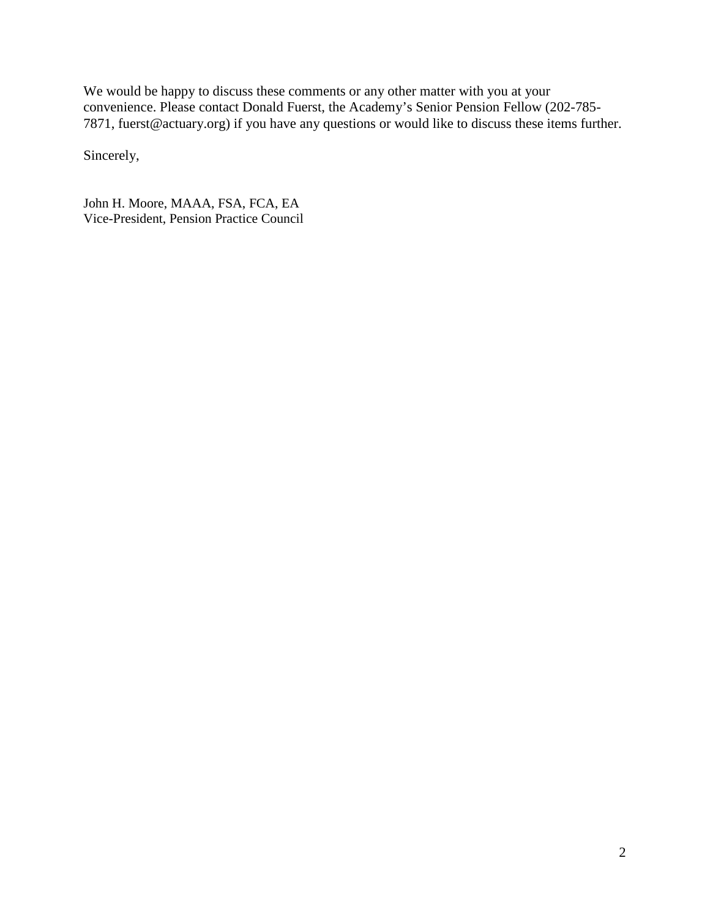We would be happy to discuss these comments or any other matter with you at your convenience. Please contact Donald Fuerst, the Academy's Senior Pension Fellow (202-785-7871, fuerst@actuary.org) if you have any questions or would like to discuss these items further.

Sincerely,

John H. Moore, MAAA, FSA, FCA, EA
Vice-President, Pension Practice Council